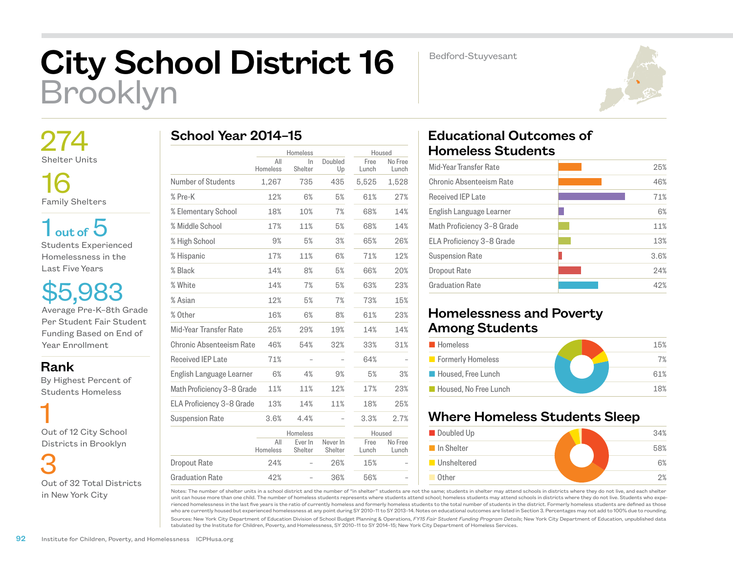# City School District 16
## Brooklyn

Bedford-Stuyvesant

**274**
Shelter Units

**16**
Family Shelters

**1 out of 5**
Students Experienced Homelessness in the Last Five Years

**$5,983**
Average Pre-K–8th Grade Per Student Fair Student Funding Based on End of Year Enrollment

### Rank
By Highest Percent of Students Homeless

**1**
Out of 12 City School Districts in Brooklyn

**3**
Out of 32 Total Districts in New York City

## School Year 2014–15

| | Homeless | | | Housed | |
|---|---|---|---|---|---|
| | All Homeless | In Shelter | Doubled Up | Free Lunch | No Free Lunch |
| Number of Students | 1,267 | 735 | 435 | 5,525 | 1,528 |
| % Pre-K | 12% | 6% | 5% | 61% | 27% |
| % Elementary School | 18% | 10% | 7% | 68% | 14% |
| % Middle School | 17% | 11% | 5% | 68% | 14% |
| % High School | 9% | 5% | 3% | 65% | 26% |
| % Hispanic | 17% | 11% | 6% | 71% | 12% |
| % Black | 14% | 8% | 5% | 66% | 20% |
| % White | 14% | 7% | 5% | 63% | 23% |
| % Asian | 12% | 5% | 7% | 73% | 15% |
| % Other | 16% | 6% | 8% | 61% | 23% |
| Mid-Year Transfer Rate | 25% | 29% | 19% | 14% | 14% |
| Chronic Absenteeism Rate | 46% | 54% | 32% | 33% | 31% |
| Received IEP Late | 71% | – | – | 64% | – |
| English Language Learner | 6% | 4% | 9% | 5% | 3% |
| Math Proficiency 3–8 Grade | 11% | 11% | 12% | 17% | 23% |
| ELA Proficiency 3–8 Grade | 13% | 14% | 11% | 18% | 25% |
| Suspension Rate | 3.6% | 4.4% | – | 3.3% | 2.7% |

| | Homeless | | | Housed | |
|---|---|---|---|---|---|
| | All Homeless | Ever In Shelter | Never In Shelter | Free Lunch | No Free Lunch |
| Dropout Rate | 24% | – | 26% | 15% | – |
| Graduation Rate | 42% | – | 36% | 56% | – |

## Educational Outcomes of Homeless Students

| Outcome | Rate |
|---|---|
| Mid-Year Transfer Rate | 25% |
| Chronic Absenteeism Rate | 46% |
| Received IEP Late | 71% |
| English Language Learner | 6% |
| Math Proficiency 3–8 Grade | 11% |
| ELA Proficiency 3–8 Grade | 13% |
| Suspension Rate | 3.6% |
| Dropout Rate | 24% |
| Graduation Rate | 42% |

## Homelessness and Poverty Among Students

| Category | Percent |
|---|---|
| Homeless | 15% |
| Formerly Homeless | 7% |
| Housed, Free Lunch | 61% |
| Housed, No Free Lunch | 18% |

## Where Homeless Students Sleep

| Category | Percent |
|---|---|
| Doubled Up | 34% |
| In Shelter | 58% |
| Unsheltered | 6% |
| Other | 2% |

Notes: The number of shelter units in a school district and the number of "in shelter" students are not the same; students in shelter may attend schools in districts where they do not live, and each shelter unit can house more than one child. The number of homeless students represents where students attend school; homeless students may attend schools in districts where they do not live. Students who experienced homelessness in the last five years is the ratio of currently homeless and formerly homeless students to the total number of students in the district. Formerly homeless students are defined as those who are currently housed but experienced homelessness at any point during SY 2010–11 to SY 2013–14. Notes on educational outcomes are listed in Section 3. Percentages may not add to 100% due to rounding.

Sources: New York City Department of Education Division of School Budget Planning & Operations, *FY15 Fair Student Funding Program Details*; New York City Department of Education, unpublished data tabulated by the Institute for Children, Poverty, and Homelessness, SY 2010–11 to SY 2014–15; New York City Department of Homeless Services.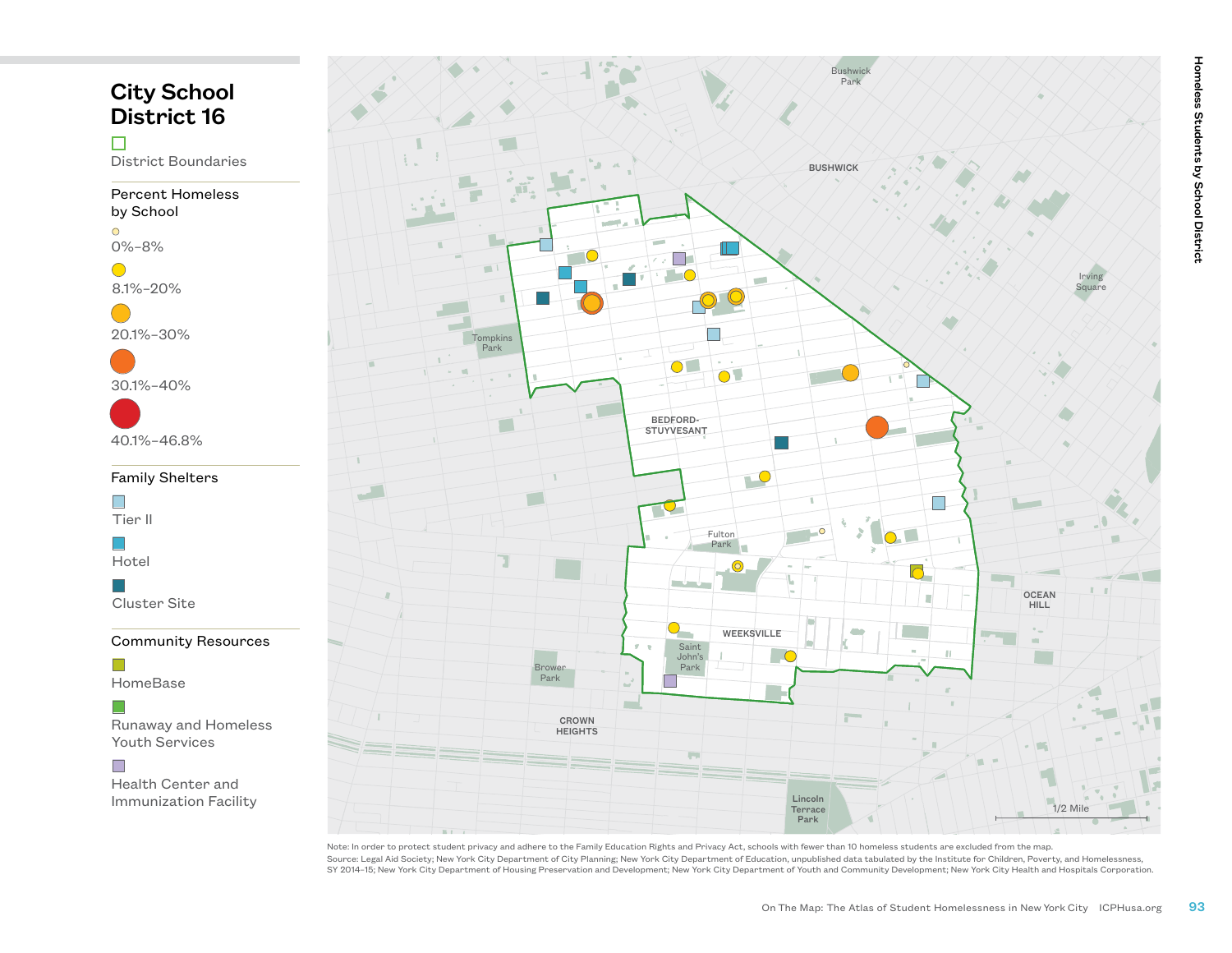# City School District 16

District Boundaries

Percent Homeless by School

0%–8%

8.1%–20%

20.1%–30%

30.1%–40%

40.1%–46.8%

Family Shelters

Tier II

Hotel

Cluster Site

Community Resources

HomeBase

Runaway and Homeless Youth Services

Health Center and Immunization Facility

Bushwick Park

BUSHWICK

Irving Square

Tompkins Park

BEDFORD-STUYVESANT

Fulton Park

WEEKSVILLE

Saint John's Park

Brower Park

CROWN HEIGHTS

OCEAN HILL

Lincoln Terrace Park

1/2 Mile

Note: In order to protect student privacy and adhere to the Family Education Rights and Privacy Act, schools with fewer than 10 homeless students are excluded from the map.
Source: Legal Aid Society; New York City Department of City Planning; New York City Department of Education, unpublished data tabulated by the Institute for Children, Poverty, and Homelessness, SY 2014–15; New York City Department of Housing Preservation and Development; New York City Department of Youth and Community Development; New York City Health and Hospitals Corporation.